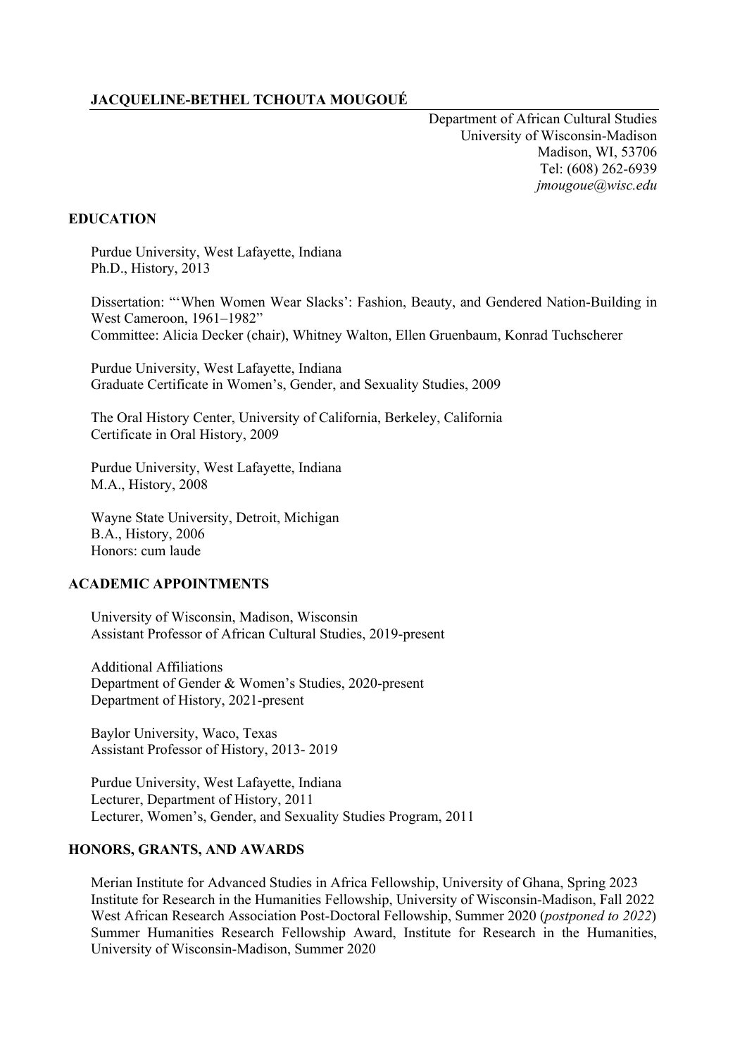# JACQUELINE-BETHEL TCHOUTA MOUGOUÉ

Department of African Cultural Studies
University of Wisconsin-Madison
Madison, WI, 53706
Tel: (608) 262-6939
*jmougoue@wisc.edu*

## EDUCATION

Purdue University, West Lafayette, Indiana
Ph.D., History, 2013

Dissertation: "'When Women Wear Slacks': Fashion, Beauty, and Gendered Nation-Building in West Cameroon, 1961–1982"
Committee: Alicia Decker (chair), Whitney Walton, Ellen Gruenbaum, Konrad Tuchscherer

Purdue University, West Lafayette, Indiana
Graduate Certificate in Women's, Gender, and Sexuality Studies, 2009

The Oral History Center, University of California, Berkeley, California
Certificate in Oral History, 2009

Purdue University, West Lafayette, Indiana
M.A., History, 2008

Wayne State University, Detroit, Michigan
B.A., History, 2006
Honors: cum laude

## ACADEMIC APPOINTMENTS

University of Wisconsin, Madison, Wisconsin
Assistant Professor of African Cultural Studies, 2019-present

Additional Affiliations
Department of Gender & Women's Studies, 2020-present
Department of History, 2021-present

Baylor University, Waco, Texas
Assistant Professor of History, 2013- 2019

Purdue University, West Lafayette, Indiana
Lecturer, Department of History, 2011
Lecturer, Women's, Gender, and Sexuality Studies Program, 2011

## HONORS, GRANTS, AND AWARDS

Merian Institute for Advanced Studies in Africa Fellowship, University of Ghana, Spring 2023
Institute for Research in the Humanities Fellowship, University of Wisconsin-Madison, Fall 2022
West African Research Association Post-Doctoral Fellowship, Summer 2020 (*postponed to 2022*)
Summer Humanities Research Fellowship Award, Institute for Research in the Humanities, University of Wisconsin-Madison, Summer 2020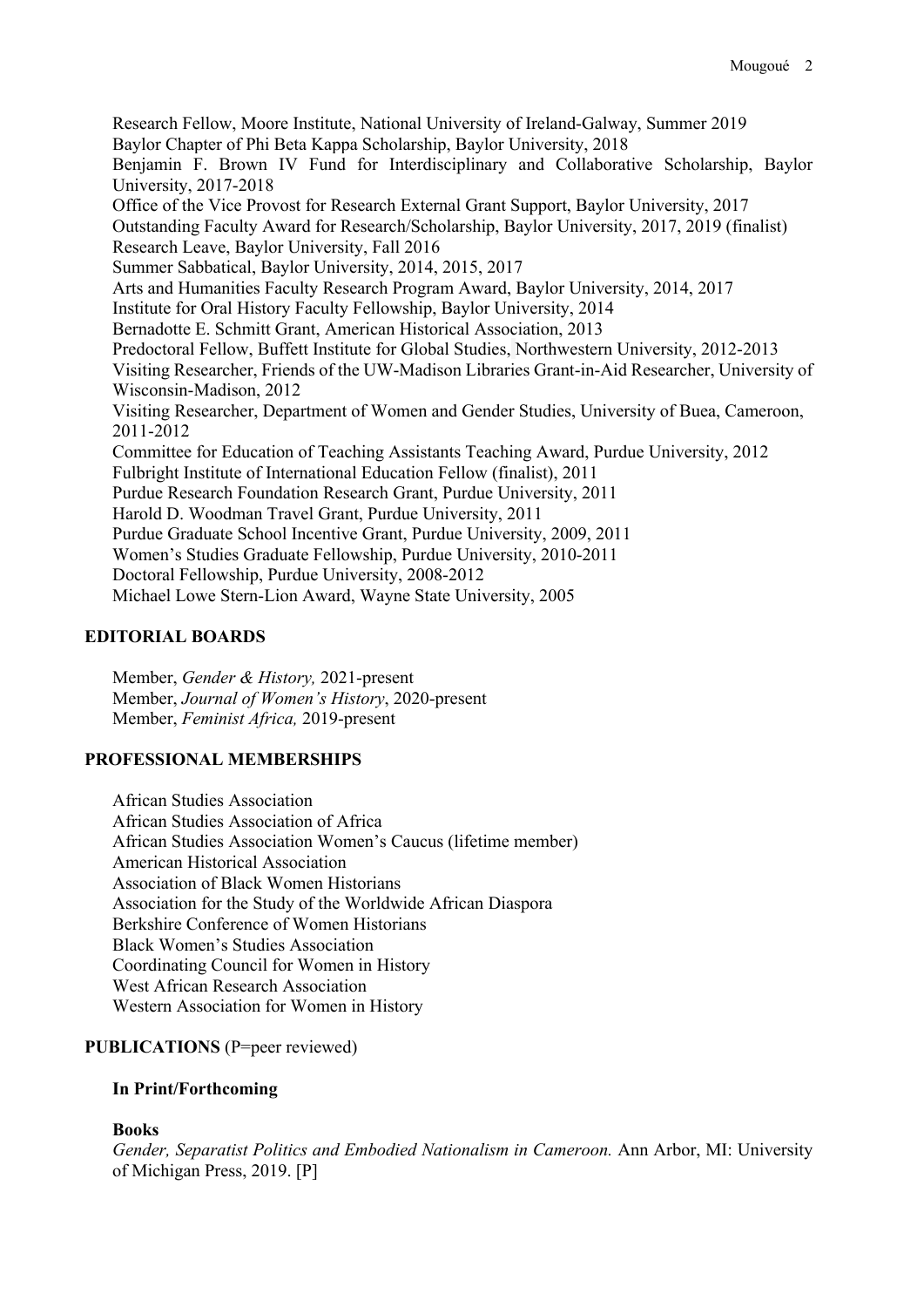Research Fellow, Moore Institute, National University of Ireland-Galway, Summer 2019
Baylor Chapter of Phi Beta Kappa Scholarship, Baylor University, 2018
Benjamin F. Brown IV Fund for Interdisciplinary and Collaborative Scholarship, Baylor University, 2017-2018
Office of the Vice Provost for Research External Grant Support, Baylor University, 2017
Outstanding Faculty Award for Research/Scholarship, Baylor University, 2017, 2019 (finalist)
Research Leave, Baylor University, Fall 2016
Summer Sabbatical, Baylor University, 2014, 2015, 2017
Arts and Humanities Faculty Research Program Award, Baylor University, 2014, 2017
Institute for Oral History Faculty Fellowship, Baylor University, 2014
Bernadotte E. Schmitt Grant, American Historical Association, 2013
Predoctoral Fellow, Buffett Institute for Global Studies, Northwestern University, 2012-2013
Visiting Researcher, Friends of the UW-Madison Libraries Grant-in-Aid Researcher, University of Wisconsin-Madison, 2012
Visiting Researcher, Department of Women and Gender Studies, University of Buea, Cameroon, 2011-2012
Committee for Education of Teaching Assistants Teaching Award, Purdue University, 2012
Fulbright Institute of International Education Fellow (finalist), 2011
Purdue Research Foundation Research Grant, Purdue University, 2011
Harold D. Woodman Travel Grant, Purdue University, 2011
Purdue Graduate School Incentive Grant, Purdue University, 2009, 2011
Women's Studies Graduate Fellowship, Purdue University, 2010-2011
Doctoral Fellowship, Purdue University, 2008-2012
Michael Lowe Stern-Lion Award, Wayne State University, 2005

## EDITORIAL BOARDS

Member, *Gender & History,* 2021-present
Member, *Journal of Women's History*, 2020-present
Member, *Feminist Africa,* 2019-present

## PROFESSIONAL MEMBERSHIPS

African Studies Association
African Studies Association of Africa
African Studies Association Women's Caucus (lifetime member)
American Historical Association
Association of Black Women Historians
Association for the Study of the Worldwide African Diaspora
Berkshire Conference of Women Historians
Black Women's Studies Association
Coordinating Council for Women in History
West African Research Association
Western Association for Women in History

## PUBLICATIONS (P=peer reviewed)

### In Print/Forthcoming

#### Books

*Gender, Separatist Politics and Embodied Nationalism in Cameroon.* Ann Arbor, MI: University of Michigan Press, 2019. [P]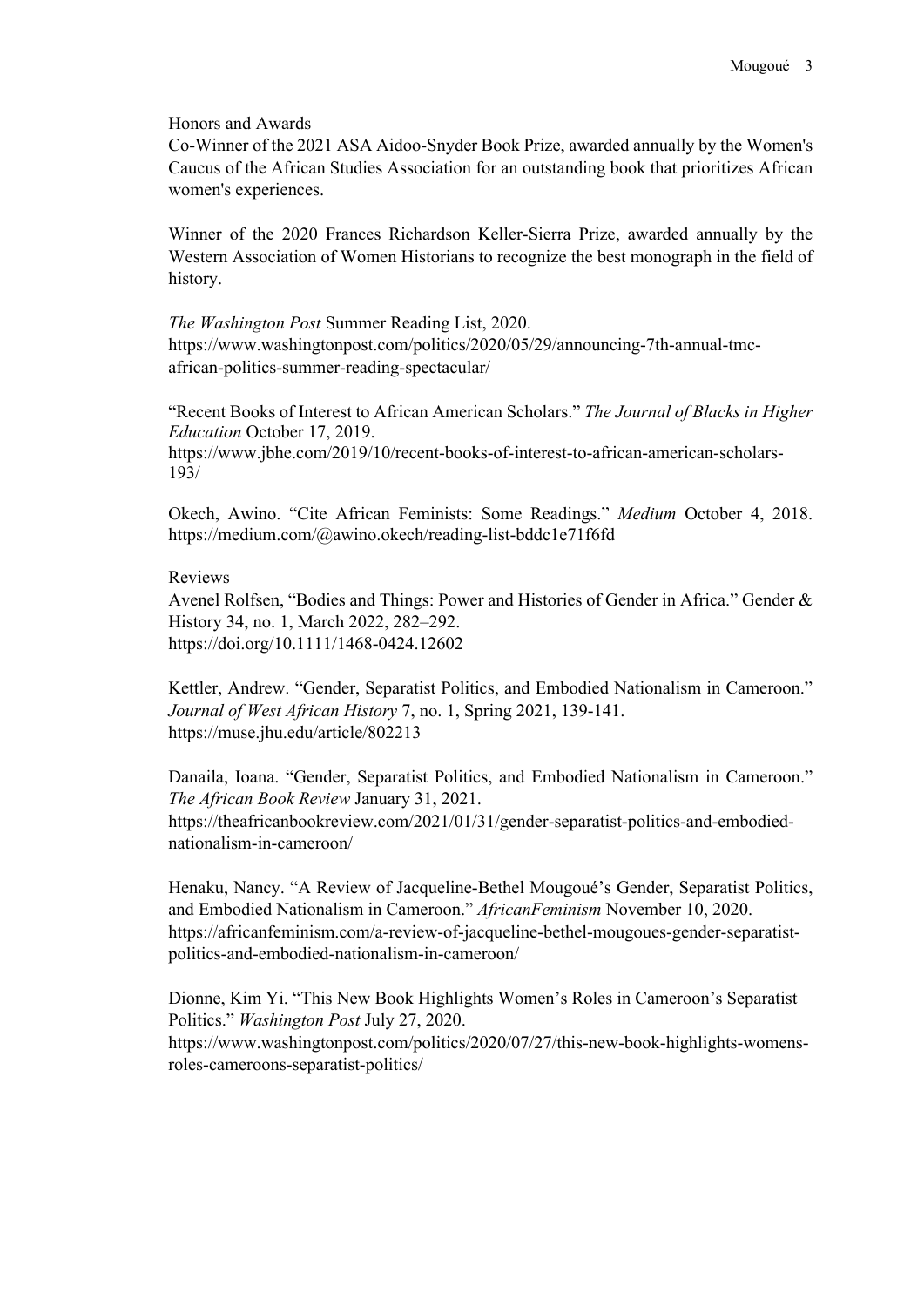Honors and Awards

Co-Winner of the 2021 ASA Aidoo-Snyder Book Prize, awarded annually by the Women's Caucus of the African Studies Association for an outstanding book that prioritizes African women's experiences.

Winner of the 2020 Frances Richardson Keller-Sierra Prize, awarded annually by the Western Association of Women Historians to recognize the best monograph in the field of history.

*The Washington Post* Summer Reading List, 2020. https://www.washingtonpost.com/politics/2020/05/29/announcing-7th-annual-tmc-african-politics-summer-reading-spectacular/

"Recent Books of Interest to African American Scholars." *The Journal of Blacks in Higher Education* October 17, 2019. https://www.jbhe.com/2019/10/recent-books-of-interest-to-african-american-scholars-193/

Okech, Awino. "Cite African Feminists: Some Readings." *Medium* October 4, 2018. https://medium.com/@awino.okech/reading-list-bddc1e71f6fd

Reviews

Avenel Rolfsen, "Bodies and Things: Power and Histories of Gender in Africa." Gender & History 34, no. 1, March 2022, 282–292. https://doi.org/10.1111/1468-0424.12602

Kettler, Andrew. "Gender, Separatist Politics, and Embodied Nationalism in Cameroon." *Journal of West African History* 7, no. 1, Spring 2021, 139-141. https://muse.jhu.edu/article/802213

Danaila, Ioana. "Gender, Separatist Politics, and Embodied Nationalism in Cameroon." *The African Book Review* January 31, 2021. https://theafricanbookreview.com/2021/01/31/gender-separatist-politics-and-embodied-nationalism-in-cameroon/

Henaku, Nancy. "A Review of Jacqueline-Bethel Mougoué's Gender, Separatist Politics, and Embodied Nationalism in Cameroon." *AfricanFeminism* November 10, 2020. https://africanfeminism.com/a-review-of-jacqueline-bethel-mougoues-gender-separatist-politics-and-embodied-nationalism-in-cameroon/

Dionne, Kim Yi. "This New Book Highlights Women's Roles in Cameroon's Separatist Politics." *Washington Post* July 27, 2020. https://www.washingtonpost.com/politics/2020/07/27/this-new-book-highlights-womens-roles-cameroons-separatist-politics/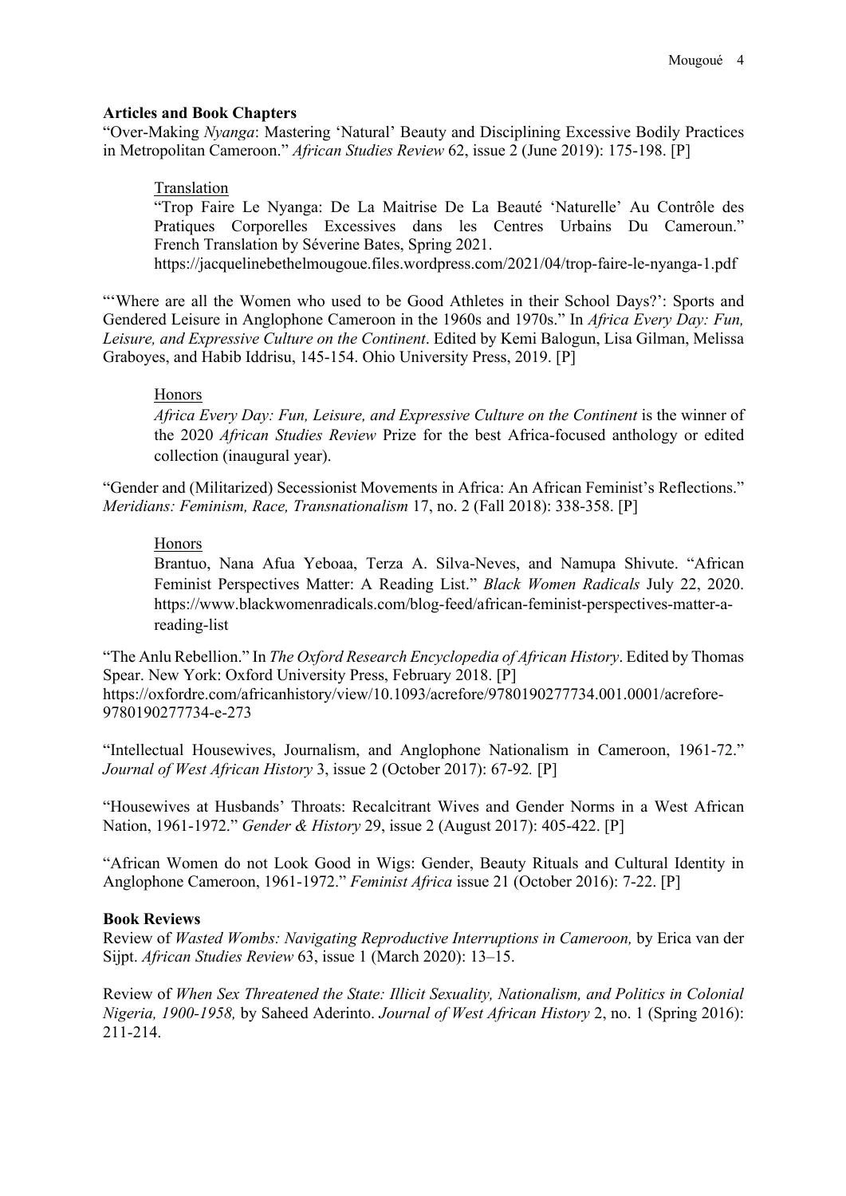**Articles and Book Chapters**

"Over-Making *Nyanga*: Mastering 'Natural' Beauty and Disciplining Excessive Bodily Practices in Metropolitan Cameroon." *African Studies Review* 62, issue 2 (June 2019): 175-198. [P]

> Translation
>
> "Trop Faire Le Nyanga: De La Maitrise De La Beauté 'Naturelle' Au Contrôle des Pratiques Corporelles Excessives dans les Centres Urbains Du Cameroun." French Translation by Séverine Bates, Spring 2021.
> https://jacquelinebethelmougoue.files.wordpress.com/2021/04/trop-faire-le-nyanga-1.pdf

"'Where are all the Women who used to be Good Athletes in their School Days?': Sports and Gendered Leisure in Anglophone Cameroon in the 1960s and 1970s." In *Africa Every Day: Fun, Leisure, and Expressive Culture on the Continent*. Edited by Kemi Balogun, Lisa Gilman, Melissa Graboyes, and Habib Iddrisu, 145-154. Ohio University Press, 2019. [P]

> Honors
>
> *Africa Every Day: Fun, Leisure, and Expressive Culture on the Continent* is the winner of the 2020 *African Studies Review* Prize for the best Africa-focused anthology or edited collection (inaugural year).

"Gender and (Militarized) Secessionist Movements in Africa: An African Feminist's Reflections." *Meridians: Feminism, Race, Transnationalism* 17, no. 2 (Fall 2018): 338-358. [P]

> Honors
>
> Brantuo, Nana Afua Yeboaa, Terza A. Silva-Neves, and Namupa Shivute. "African Feminist Perspectives Matter: A Reading List." *Black Women Radicals* July 22, 2020. https://www.blackwomenradicals.com/blog-feed/african-feminist-perspectives-matter-a-reading-list

"The Anlu Rebellion." In *The Oxford Research Encyclopedia of African History*. Edited by Thomas Spear. New York: Oxford University Press, February 2018. [P]
https://oxfordre.com/africanhistory/view/10.1093/acrefore/9780190277734.001.0001/acrefore-9780190277734-e-273

"Intellectual Housewives, Journalism, and Anglophone Nationalism in Cameroon, 1961-72." *Journal of West African History* 3, issue 2 (October 2017): 67-92*.* [P]

"Housewives at Husbands' Throats: Recalcitrant Wives and Gender Norms in a West African Nation, 1961-1972." *Gender & History* 29, issue 2 (August 2017): 405-422. [P]

"African Women do not Look Good in Wigs: Gender, Beauty Rituals and Cultural Identity in Anglophone Cameroon, 1961-1972." *Feminist Africa* issue 21 (October 2016): 7-22. [P]

**Book Reviews**

Review of *Wasted Wombs: Navigating Reproductive Interruptions in Cameroon,* by Erica van der Sijpt. *African Studies Review* 63, issue 1 (March 2020): 13–15.

Review of *When Sex Threatened the State: Illicit Sexuality, Nationalism, and Politics in Colonial Nigeria, 1900-1958,* by Saheed Aderinto. *Journal of West African History* 2, no. 1 (Spring 2016): 211-214.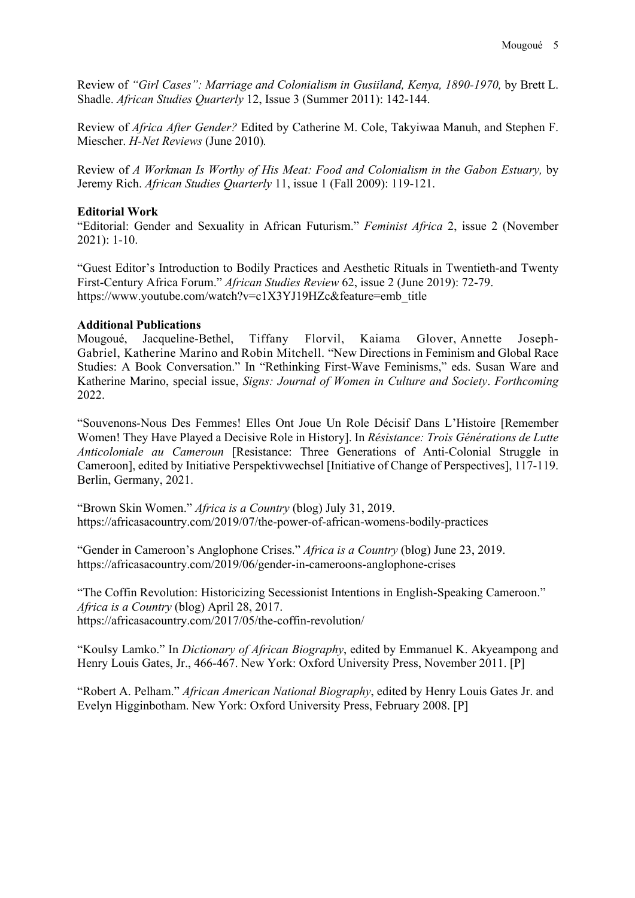Review of *"Girl Cases": Marriage and Colonialism in Gusiiland, Kenya, 1890-1970,* by Brett L. Shadle. *African Studies Quarterly* 12, Issue 3 (Summer 2011): 142-144.

Review of *Africa After Gender?* Edited by Catherine M. Cole, Takyiwaa Manuh, and Stephen F. Miescher. *H-Net Reviews* (June 2010)*.*

Review of *A Workman Is Worthy of His Meat: Food and Colonialism in the Gabon Estuary,* by Jeremy Rich. *African Studies Quarterly* 11, issue 1 (Fall 2009): 119-121.

**Editorial Work**

"Editorial: Gender and Sexuality in African Futurism." *Feminist Africa* 2, issue 2 (November 2021): 1-10.

"Guest Editor's Introduction to Bodily Practices and Aesthetic Rituals in Twentieth-and Twenty First-Century Africa Forum." *African Studies Review* 62, issue 2 (June 2019): 72-79. https://www.youtube.com/watch?v=c1X3YJ19HZc&feature=emb_title

**Additional Publications**

Mougoué, Jacqueline-Bethel, Tiffany Florvil, Kaiama Glover, Annette Joseph-Gabriel, Katherine Marino and Robin Mitchell. "New Directions in Feminism and Global Race Studies: A Book Conversation." In "Rethinking First-Wave Feminisms," eds. Susan Ware and Katherine Marino, special issue, *Signs: Journal of Women in Culture and Society*. *Forthcoming* 2022.

"Souvenons-Nous Des Femmes! Elles Ont Joue Un Role Décisif Dans L'Histoire [Remember Women! They Have Played a Decisive Role in History]. In *Résistance: Trois Générations de Lutte Anticoloniale au Cameroun* [Resistance: Three Generations of Anti-Colonial Struggle in Cameroon], edited by Initiative Perspektivwechsel [Initiative of Change of Perspectives], 117-119. Berlin, Germany, 2021.

"Brown Skin Women." *Africa is a Country* (blog) July 31, 2019. https://africasacountry.com/2019/07/the-power-of-african-womens-bodily-practices

"Gender in Cameroon's Anglophone Crises." *Africa is a Country* (blog) June 23, 2019. https://africasacountry.com/2019/06/gender-in-cameroons-anglophone-crises

"The Coffin Revolution: Historicizing Secessionist Intentions in English-Speaking Cameroon." *Africa is a Country* (blog) April 28, 2017. https://africasacountry.com/2017/05/the-coffin-revolution/

"Koulsy Lamko." In *Dictionary of African Biography*, edited by Emmanuel K. Akyeampong and Henry Louis Gates, Jr., 466-467. New York: Oxford University Press, November 2011. [P]

"Robert A. Pelham." *African American National Biography*, edited by Henry Louis Gates Jr. and Evelyn Higginbotham. New York: Oxford University Press, February 2008. [P]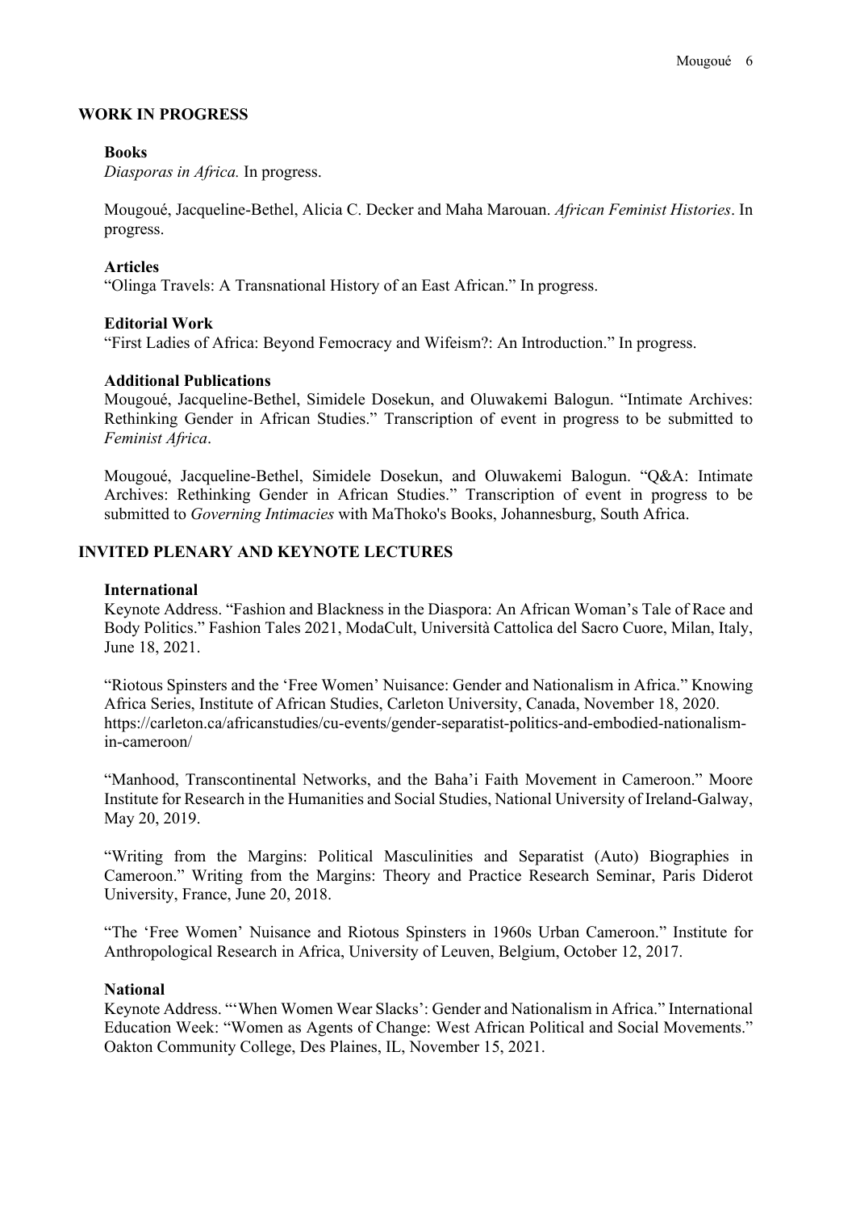## WORK IN PROGRESS

### Books

*Diasporas in Africa.* In progress.

Mougoué, Jacqueline-Bethel, Alicia C. Decker and Maha Marouan. *African Feminist Histories*. In progress.

### Articles

"Olinga Travels: A Transnational History of an East African." In progress.

### Editorial Work

"First Ladies of Africa: Beyond Femocracy and Wifeism?: An Introduction." In progress.

### Additional Publications

Mougoué, Jacqueline-Bethel, Simidele Dosekun, and Oluwakemi Balogun. "Intimate Archives: Rethinking Gender in African Studies." Transcription of event in progress to be submitted to *Feminist Africa*.

Mougoué, Jacqueline-Bethel, Simidele Dosekun, and Oluwakemi Balogun. "Q&A: Intimate Archives: Rethinking Gender in African Studies." Transcription of event in progress to be submitted to *Governing Intimacies* with MaThoko's Books, Johannesburg, South Africa.

## INVITED PLENARY AND KEYNOTE LECTURES

### International

Keynote Address. "Fashion and Blackness in the Diaspora: An African Woman's Tale of Race and Body Politics." Fashion Tales 2021, ModaCult, Università Cattolica del Sacro Cuore, Milan, Italy, June 18, 2021.

"Riotous Spinsters and the 'Free Women' Nuisance: Gender and Nationalism in Africa." Knowing Africa Series, Institute of African Studies, Carleton University, Canada, November 18, 2020. https://carleton.ca/africanstudies/cu-events/gender-separatist-politics-and-embodied-nationalism-in-cameroon/

"Manhood, Transcontinental Networks, and the Baha'i Faith Movement in Cameroon." Moore Institute for Research in the Humanities and Social Studies, National University of Ireland-Galway, May 20, 2019.

"Writing from the Margins: Political Masculinities and Separatist (Auto) Biographies in Cameroon." Writing from the Margins: Theory and Practice Research Seminar, Paris Diderot University, France, June 20, 2018.

"The 'Free Women' Nuisance and Riotous Spinsters in 1960s Urban Cameroon." Institute for Anthropological Research in Africa, University of Leuven, Belgium, October 12, 2017.

### National

Keynote Address. "'When Women Wear Slacks': Gender and Nationalism in Africa." International Education Week: "Women as Agents of Change: West African Political and Social Movements." Oakton Community College, Des Plaines, IL, November 15, 2021.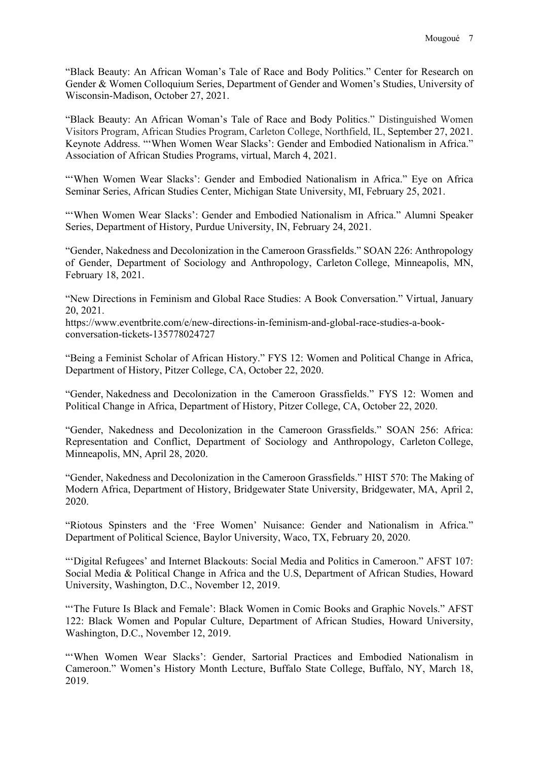"Black Beauty: An African Woman's Tale of Race and Body Politics." Center for Research on Gender & Women Colloquium Series, Department of Gender and Women's Studies, University of Wisconsin-Madison, October 27, 2021.

"Black Beauty: An African Woman's Tale of Race and Body Politics." Distinguished Women Visitors Program, African Studies Program, Carleton College, Northfield, IL, September 27, 2021. Keynote Address. "'When Women Wear Slacks': Gender and Embodied Nationalism in Africa." Association of African Studies Programs, virtual, March 4, 2021.

"'When Women Wear Slacks': Gender and Embodied Nationalism in Africa." Eye on Africa Seminar Series, African Studies Center, Michigan State University, MI, February 25, 2021.

"'When Women Wear Slacks': Gender and Embodied Nationalism in Africa." Alumni Speaker Series, Department of History, Purdue University, IN, February 24, 2021.

"Gender, Nakedness and Decolonization in the Cameroon Grassfields." SOAN 226: Anthropology of Gender, Department of Sociology and Anthropology, Carleton College, Minneapolis, MN, February 18, 2021.

"New Directions in Feminism and Global Race Studies: A Book Conversation." Virtual, January 20, 2021.
https://www.eventbrite.com/e/new-directions-in-feminism-and-global-race-studies-a-book-conversation-tickets-135778024727

"Being a Feminist Scholar of African History." FYS 12: Women and Political Change in Africa, Department of History, Pitzer College, CA, October 22, 2020.

"Gender, Nakedness and Decolonization in the Cameroon Grassfields." FYS 12: Women and Political Change in Africa, Department of History, Pitzer College, CA, October 22, 2020.

"Gender, Nakedness and Decolonization in the Cameroon Grassfields." SOAN 256: Africa: Representation and Conflict, Department of Sociology and Anthropology, Carleton College, Minneapolis, MN, April 28, 2020.

"Gender, Nakedness and Decolonization in the Cameroon Grassfields." HIST 570: The Making of Modern Africa, Department of History, Bridgewater State University, Bridgewater, MA, April 2, 2020.

"Riotous Spinsters and the 'Free Women' Nuisance: Gender and Nationalism in Africa." Department of Political Science, Baylor University, Waco, TX, February 20, 2020.

"'Digital Refugees' and Internet Blackouts: Social Media and Politics in Cameroon." AFST 107: Social Media & Political Change in Africa and the U.S, Department of African Studies, Howard University, Washington, D.C., November 12, 2019.

"'The Future Is Black and Female': Black Women in Comic Books and Graphic Novels." AFST 122: Black Women and Popular Culture, Department of African Studies, Howard University, Washington, D.C., November 12, 2019.

"'When Women Wear Slacks': Gender, Sartorial Practices and Embodied Nationalism in Cameroon." Women's History Month Lecture, Buffalo State College, Buffalo, NY, March 18, 2019.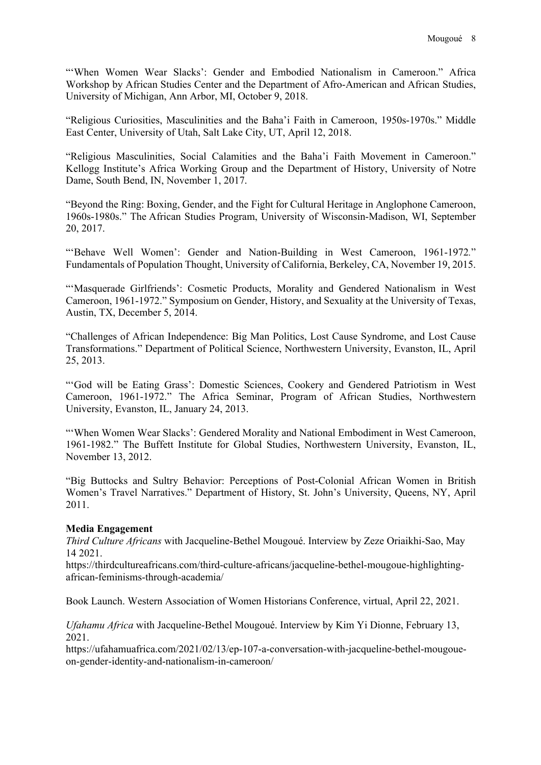"'When Women Wear Slacks': Gender and Embodied Nationalism in Cameroon." Africa Workshop by African Studies Center and the Department of Afro-American and African Studies, University of Michigan, Ann Arbor, MI, October 9, 2018.

"Religious Curiosities, Masculinities and the Baha'i Faith in Cameroon, 1950s-1970s." Middle East Center, University of Utah, Salt Lake City, UT, April 12, 2018.

"Religious Masculinities, Social Calamities and the Baha'i Faith Movement in Cameroon." Kellogg Institute's Africa Working Group and the Department of History, University of Notre Dame, South Bend, IN, November 1, 2017.

"Beyond the Ring: Boxing, Gender, and the Fight for Cultural Heritage in Anglophone Cameroon, 1960s-1980s." The African Studies Program, University of Wisconsin-Madison, WI, September 20, 2017.

"'Behave Well Women': Gender and Nation-Building in West Cameroon, 1961-1972." Fundamentals of Population Thought, University of California, Berkeley, CA, November 19, 2015.

"'Masquerade Girlfriends': Cosmetic Products, Morality and Gendered Nationalism in West Cameroon, 1961-1972." Symposium on Gender, History, and Sexuality at the University of Texas, Austin, TX, December 5, 2014.

"Challenges of African Independence: Big Man Politics, Lost Cause Syndrome, and Lost Cause Transformations." Department of Political Science, Northwestern University, Evanston, IL, April 25, 2013.

"'God will be Eating Grass': Domestic Sciences, Cookery and Gendered Patriotism in West Cameroon, 1961-1972." The Africa Seminar, Program of African Studies, Northwestern University, Evanston, IL, January 24, 2013.

"'When Women Wear Slacks': Gendered Morality and National Embodiment in West Cameroon, 1961-1982." The Buffett Institute for Global Studies, Northwestern University, Evanston, IL, November 13, 2012.

"Big Buttocks and Sultry Behavior: Perceptions of Post-Colonial African Women in British Women's Travel Narratives." Department of History, St. John's University, Queens, NY, April 2011.

**Media Engagement**

*Third Culture Africans* with Jacqueline-Bethel Mougoué. Interview by Zeze Oriaikhi-Sao, May 14 2021.
https://thirdcultureafricans.com/third-culture-africans/jacqueline-bethel-mougoue-highlighting-african-feminisms-through-academia/

Book Launch. Western Association of Women Historians Conference, virtual, April 22, 2021.

*Ufahamu Africa* with Jacqueline-Bethel Mougoué. Interview by Kim Yi Dionne, February 13, 2021.
https://ufahamuafrica.com/2021/02/13/ep-107-a-conversation-with-jacqueline-bethel-mougoue-on-gender-identity-and-nationalism-in-cameroon/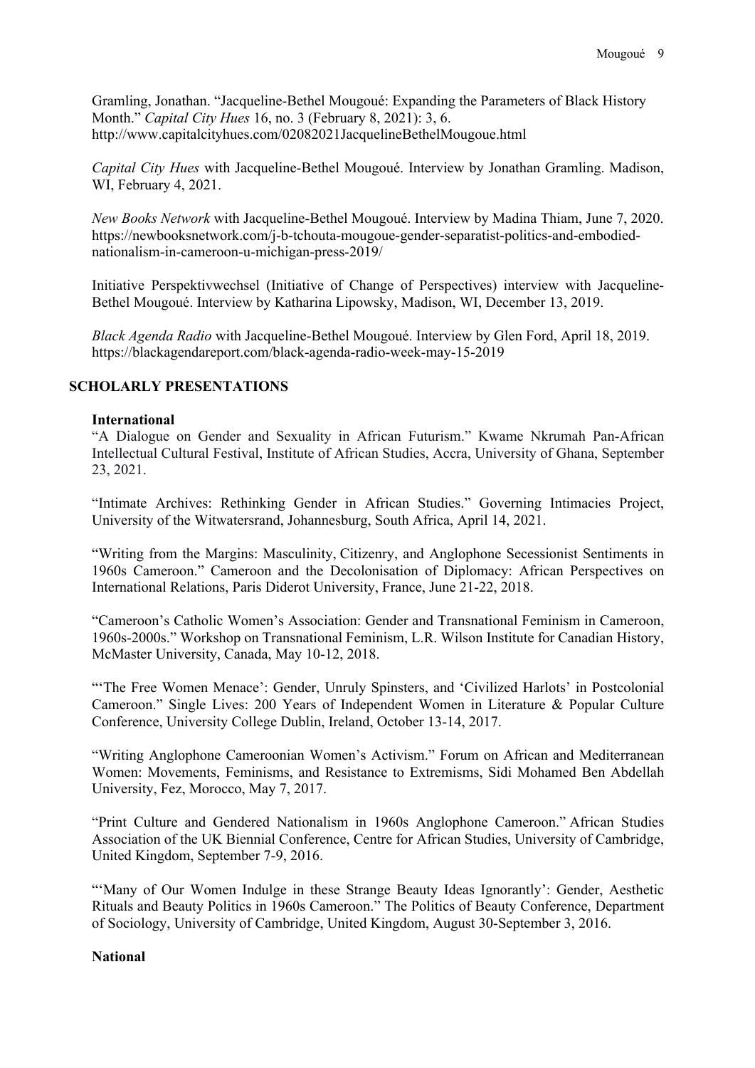Gramling, Jonathan. "Jacqueline-Bethel Mougoué: Expanding the Parameters of Black History Month." *Capital City Hues* 16, no. 3 (February 8, 2021): 3, 6. http://www.capitalcityhues.com/02082021JacquelineBethelMougoue.html

*Capital City Hues* with Jacqueline-Bethel Mougoué. Interview by Jonathan Gramling. Madison, WI, February 4, 2021.

*New Books Network* with Jacqueline-Bethel Mougoué. Interview by Madina Thiam, June 7, 2020. https://newbooksnetwork.com/j-b-tchouta-mougoue-gender-separatist-politics-and-embodied-nationalism-in-cameroon-u-michigan-press-2019/

Initiative Perspektivwechsel (Initiative of Change of Perspectives) interview with Jacqueline-Bethel Mougoué. Interview by Katharina Lipowsky, Madison, WI, December 13, 2019.

*Black Agenda Radio* with Jacqueline-Bethel Mougoué. Interview by Glen Ford, April 18, 2019. https://blackagendareport.com/black-agenda-radio-week-may-15-2019

## SCHOLARLY PRESENTATIONS

### International

"A Dialogue on Gender and Sexuality in African Futurism." Kwame Nkrumah Pan-African Intellectual Cultural Festival, Institute of African Studies, Accra, University of Ghana, September 23, 2021.

"Intimate Archives: Rethinking Gender in African Studies." Governing Intimacies Project, University of the Witwatersrand, Johannesburg, South Africa, April 14, 2021.

"Writing from the Margins: Masculinity, Citizenry, and Anglophone Secessionist Sentiments in 1960s Cameroon." Cameroon and the Decolonisation of Diplomacy: African Perspectives on International Relations, Paris Diderot University, France, June 21-22, 2018.

"Cameroon's Catholic Women's Association: Gender and Transnational Feminism in Cameroon, 1960s-2000s." Workshop on Transnational Feminism, L.R. Wilson Institute for Canadian History, McMaster University, Canada, May 10-12, 2018.

"'The Free Women Menace': Gender, Unruly Spinsters, and 'Civilized Harlots' in Postcolonial Cameroon." Single Lives: 200 Years of Independent Women in Literature & Popular Culture Conference, University College Dublin, Ireland, October 13-14, 2017.

"Writing Anglophone Cameroonian Women's Activism." Forum on African and Mediterranean Women: Movements, Feminisms, and Resistance to Extremisms, Sidi Mohamed Ben Abdellah University, Fez, Morocco, May 7, 2017.

"Print Culture and Gendered Nationalism in 1960s Anglophone Cameroon." African Studies Association of the UK Biennial Conference, Centre for African Studies, University of Cambridge, United Kingdom, September 7-9, 2016.

"'Many of Our Women Indulge in these Strange Beauty Ideas Ignorantly': Gender, Aesthetic Rituals and Beauty Politics in 1960s Cameroon." The Politics of Beauty Conference, Department of Sociology, University of Cambridge, United Kingdom, August 30-September 3, 2016.

### National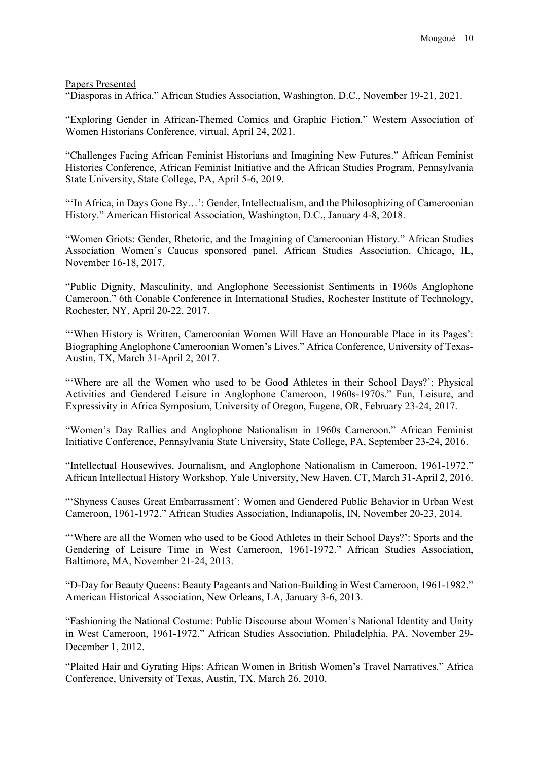Papers Presented

"Diasporas in Africa." African Studies Association, Washington, D.C., November 19-21, 2021.

"Exploring Gender in African-Themed Comics and Graphic Fiction." Western Association of Women Historians Conference, virtual, April 24, 2021.

"Challenges Facing African Feminist Historians and Imagining New Futures." African Feminist Histories Conference, African Feminist Initiative and the African Studies Program, Pennsylvania State University, State College, PA, April 5-6, 2019.

"'In Africa, in Days Gone By…': Gender, Intellectualism, and the Philosophizing of Cameroonian History." American Historical Association, Washington, D.C., January 4-8, 2018.

"Women Griots: Gender, Rhetoric, and the Imagining of Cameroonian History." African Studies Association Women's Caucus sponsored panel, African Studies Association, Chicago, IL, November 16-18, 2017.

"Public Dignity, Masculinity, and Anglophone Secessionist Sentiments in 1960s Anglophone Cameroon." 6th Conable Conference in International Studies, Rochester Institute of Technology, Rochester, NY, April 20-22, 2017.

"'When History is Written, Cameroonian Women Will Have an Honourable Place in its Pages': Biographing Anglophone Cameroonian Women's Lives." Africa Conference, University of Texas-Austin, TX, March 31-April 2, 2017.

"'Where are all the Women who used to be Good Athletes in their School Days?': Physical Activities and Gendered Leisure in Anglophone Cameroon, 1960s-1970s." Fun, Leisure, and Expressivity in Africa Symposium, University of Oregon, Eugene, OR, February 23-24, 2017.

"Women's Day Rallies and Anglophone Nationalism in 1960s Cameroon." African Feminist Initiative Conference, Pennsylvania State University, State College, PA, September 23-24, 2016.

"Intellectual Housewives, Journalism, and Anglophone Nationalism in Cameroon, 1961-1972." African Intellectual History Workshop, Yale University, New Haven, CT, March 31-April 2, 2016.

"'Shyness Causes Great Embarrassment': Women and Gendered Public Behavior in Urban West Cameroon, 1961-1972." African Studies Association, Indianapolis, IN, November 20-23, 2014.

"'Where are all the Women who used to be Good Athletes in their School Days?': Sports and the Gendering of Leisure Time in West Cameroon, 1961-1972." African Studies Association, Baltimore, MA, November 21-24, 2013.

"D-Day for Beauty Queens: Beauty Pageants and Nation-Building in West Cameroon, 1961-1982." American Historical Association, New Orleans, LA, January 3-6, 2013.

"Fashioning the National Costume: Public Discourse about Women's National Identity and Unity in West Cameroon, 1961-1972." African Studies Association, Philadelphia, PA, November 29-December 1, 2012.

"Plaited Hair and Gyrating Hips: African Women in British Women's Travel Narratives." Africa Conference, University of Texas, Austin, TX, March 26, 2010.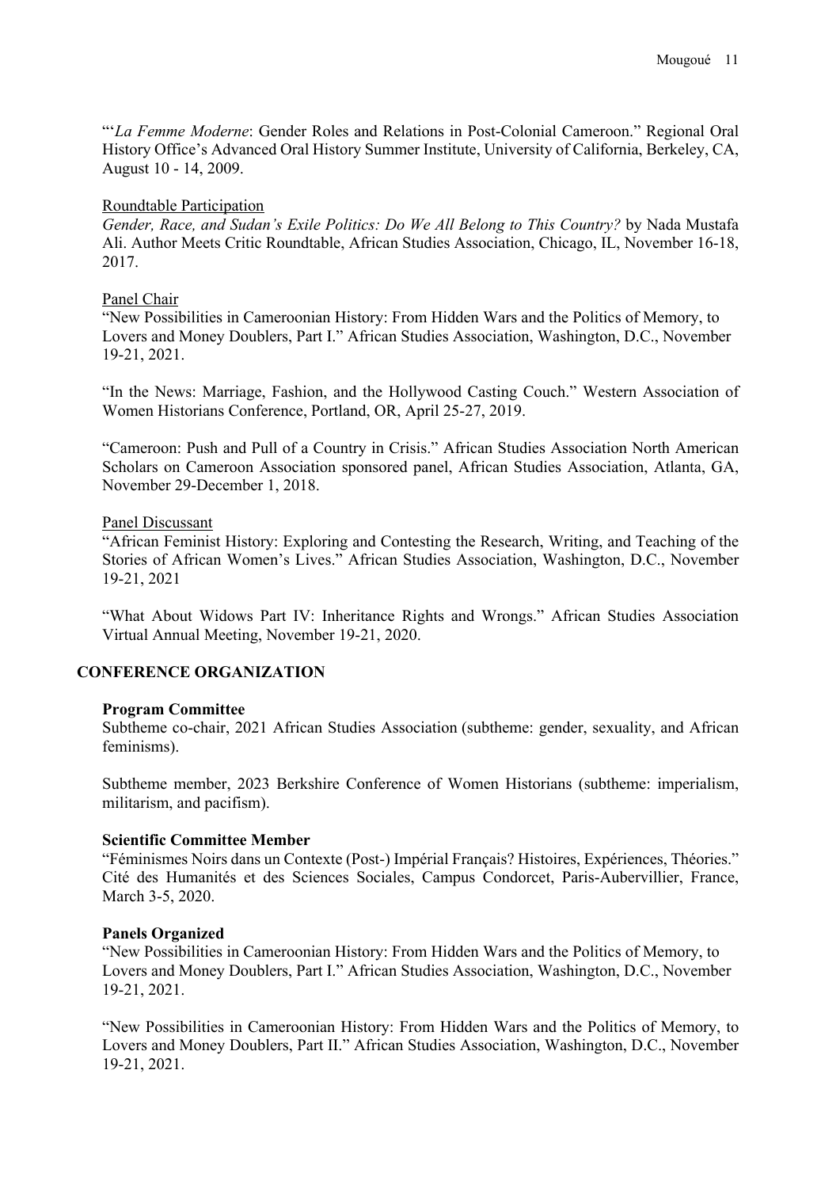"'*La Femme Moderne*: Gender Roles and Relations in Post-Colonial Cameroon." Regional Oral History Office's Advanced Oral History Summer Institute, University of California, Berkeley, CA, August 10 - 14, 2009.

Roundtable Participation

*Gender, Race, and Sudan's Exile Politics: Do We All Belong to This Country?* by Nada Mustafa Ali. Author Meets Critic Roundtable, African Studies Association, Chicago, IL, November 16-18, 2017.

Panel Chair

"New Possibilities in Cameroonian History: From Hidden Wars and the Politics of Memory, to Lovers and Money Doublers, Part I." African Studies Association, Washington, D.C., November 19-21, 2021.

"In the News: Marriage, Fashion, and the Hollywood Casting Couch." Western Association of Women Historians Conference, Portland, OR, April 25-27, 2019.

"Cameroon: Push and Pull of a Country in Crisis." African Studies Association North American Scholars on Cameroon Association sponsored panel, African Studies Association, Atlanta, GA, November 29-December 1, 2018.

Panel Discussant

"African Feminist History: Exploring and Contesting the Research, Writing, and Teaching of the Stories of African Women's Lives." African Studies Association, Washington, D.C., November 19-21, 2021

"What About Widows Part IV: Inheritance Rights and Wrongs." African Studies Association Virtual Annual Meeting, November 19-21, 2020.

## CONFERENCE ORGANIZATION

**Program Committee**

Subtheme co-chair, 2021 African Studies Association (subtheme: gender, sexuality, and African feminisms).

Subtheme member, 2023 Berkshire Conference of Women Historians (subtheme: imperialism, militarism, and pacifism).

**Scientific Committee Member**

"Féminismes Noirs dans un Contexte (Post-) Impérial Français? Histoires, Expériences, Théories." Cité des Humanités et des Sciences Sociales, Campus Condorcet, Paris-Aubervillier, France, March 3-5, 2020.

**Panels Organized**

"New Possibilities in Cameroonian History: From Hidden Wars and the Politics of Memory, to Lovers and Money Doublers, Part I." African Studies Association, Washington, D.C., November 19-21, 2021.

"New Possibilities in Cameroonian History: From Hidden Wars and the Politics of Memory, to Lovers and Money Doublers, Part II." African Studies Association, Washington, D.C., November 19-21, 2021.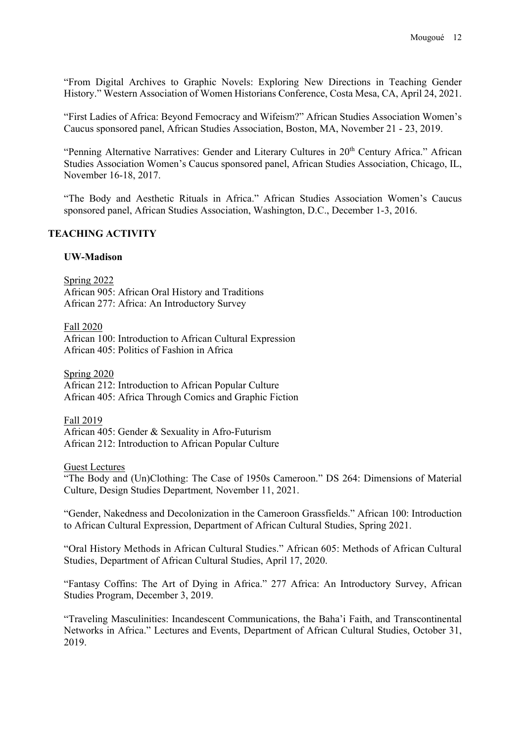"From Digital Archives to Graphic Novels: Exploring New Directions in Teaching Gender History." Western Association of Women Historians Conference, Costa Mesa, CA, April 24, 2021.

"First Ladies of Africa: Beyond Femocracy and Wifeism?" African Studies Association Women's Caucus sponsored panel, African Studies Association, Boston, MA, November 21 - 23, 2019.

"Penning Alternative Narratives: Gender and Literary Cultures in 20th Century Africa." African Studies Association Women's Caucus sponsored panel, African Studies Association, Chicago, IL, November 16-18, 2017.

"The Body and Aesthetic Rituals in Africa." African Studies Association Women's Caucus sponsored panel, African Studies Association, Washington, D.C., December 1-3, 2016.

## TEACHING ACTIVITY

### UW-Madison

Spring 2022
African 905: African Oral History and Traditions
African 277: Africa: An Introductory Survey

Fall 2020
African 100: Introduction to African Cultural Expression
African 405: Politics of Fashion in Africa

Spring 2020
African 212: Introduction to African Popular Culture
African 405: Africa Through Comics and Graphic Fiction

Fall 2019
African 405: Gender & Sexuality in Afro-Futurism
African 212: Introduction to African Popular Culture

Guest Lectures

"The Body and (Un)Clothing: The Case of 1950s Cameroon." DS 264: Dimensions of Material Culture, Design Studies Department*,* November 11, 2021.

"Gender, Nakedness and Decolonization in the Cameroon Grassfields." African 100: Introduction to African Cultural Expression, Department of African Cultural Studies, Spring 2021.

"Oral History Methods in African Cultural Studies." African 605: Methods of African Cultural Studies, Department of African Cultural Studies, April 17, 2020.

"Fantasy Coffins: The Art of Dying in Africa." 277 Africa: An Introductory Survey, African Studies Program, December 3, 2019.

"Traveling Masculinities: Incandescent Communications, the Baha'i Faith, and Transcontinental Networks in Africa." Lectures and Events, Department of African Cultural Studies, October 31, 2019.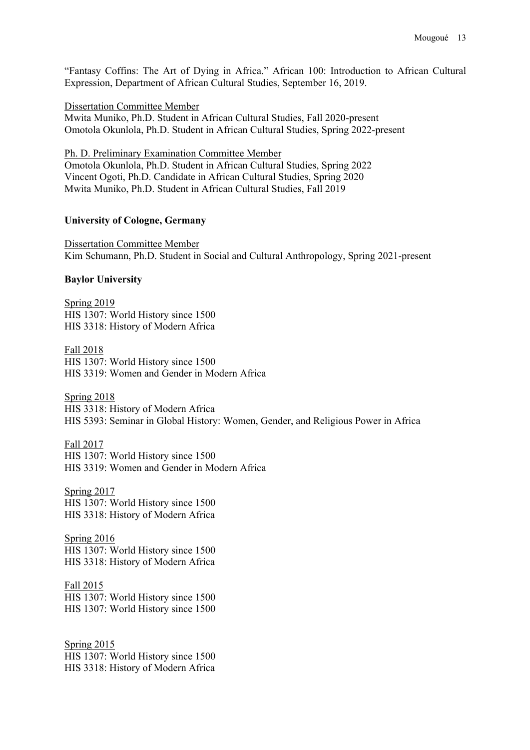"Fantasy Coffins: The Art of Dying in Africa." African 100: Introduction to African Cultural Expression, Department of African Cultural Studies, September 16, 2019.

<u>Dissertation Committee Member</u>
Mwita Muniko, Ph.D. Student in African Cultural Studies, Fall 2020-present
Omotola Okunlola, Ph.D. Student in African Cultural Studies, Spring 2022-present

<u>Ph. D. Preliminary Examination Committee Member</u>
Omotola Okunlola, Ph.D. Student in African Cultural Studies, Spring 2022
Vincent Ogoti, Ph.D. Candidate in African Cultural Studies, Spring 2020
Mwita Muniko, Ph.D. Student in African Cultural Studies, Fall 2019

**University of Cologne, Germany**

<u>Dissertation Committee Member</u>
Kim Schumann, Ph.D. Student in Social and Cultural Anthropology, Spring 2021-present

**Baylor University**

<u>Spring 2019</u>
HIS 1307: World History since 1500
HIS 3318: History of Modern Africa

<u>Fall 2018</u>
HIS 1307: World History since 1500
HIS 3319: Women and Gender in Modern Africa

<u>Spring 2018</u>
HIS 3318: History of Modern Africa
HIS 5393: Seminar in Global History: Women, Gender, and Religious Power in Africa

<u>Fall 2017</u>
HIS 1307: World History since 1500
HIS 3319: Women and Gender in Modern Africa

<u>Spring 2017</u>
HIS 1307: World History since 1500
HIS 3318: History of Modern Africa

<u>Spring 2016</u>
HIS 1307: World History since 1500
HIS 3318: History of Modern Africa

<u>Fall 2015</u>
HIS 1307: World History since 1500
HIS 1307: World History since 1500

<u>Spring 2015</u>
HIS 1307: World History since 1500
HIS 3318: History of Modern Africa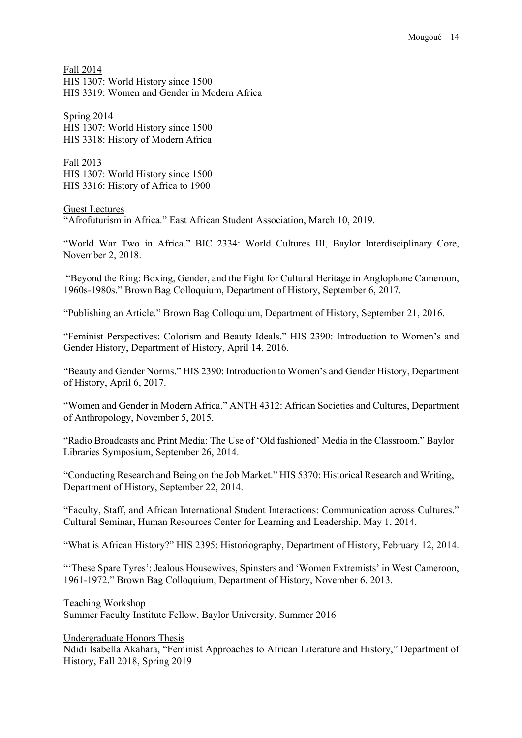Fall 2014

HIS 1307: World History since 1500

HIS 3319: Women and Gender in Modern Africa

Spring 2014

HIS 1307: World History since 1500

HIS 3318: History of Modern Africa

Fall 2013

HIS 1307: World History since 1500

HIS 3316: History of Africa to 1900

Guest Lectures

"Afrofuturism in Africa." East African Student Association, March 10, 2019.

"World War Two in Africa." BIC 2334: World Cultures III, Baylor Interdisciplinary Core, November 2, 2018.

"Beyond the Ring: Boxing, Gender, and the Fight for Cultural Heritage in Anglophone Cameroon, 1960s-1980s." Brown Bag Colloquium, Department of History, September 6, 2017.

"Publishing an Article." Brown Bag Colloquium, Department of History, September 21, 2016.

"Feminist Perspectives: Colorism and Beauty Ideals." HIS 2390: Introduction to Women's and Gender History, Department of History, April 14, 2016.

"Beauty and Gender Norms." HIS 2390: Introduction to Women's and Gender History, Department of History, April 6, 2017.

"Women and Gender in Modern Africa." ANTH 4312: African Societies and Cultures, Department of Anthropology, November 5, 2015.

"Radio Broadcasts and Print Media: The Use of 'Old fashioned' Media in the Classroom." Baylor Libraries Symposium, September 26, 2014.

"Conducting Research and Being on the Job Market." HIS 5370: Historical Research and Writing, Department of History, September 22, 2014.

"Faculty, Staff, and African International Student Interactions: Communication across Cultures." Cultural Seminar, Human Resources Center for Learning and Leadership, May 1, 2014.

"What is African History?" HIS 2395: Historiography, Department of History, February 12, 2014.

"'These Spare Tyres': Jealous Housewives, Spinsters and 'Women Extremists' in West Cameroon, 1961-1972." Brown Bag Colloquium, Department of History, November 6, 2013.

Teaching Workshop

Summer Faculty Institute Fellow, Baylor University, Summer 2016

Undergraduate Honors Thesis

Ndidi Isabella Akahara, "Feminist Approaches to African Literature and History," Department of History, Fall 2018, Spring 2019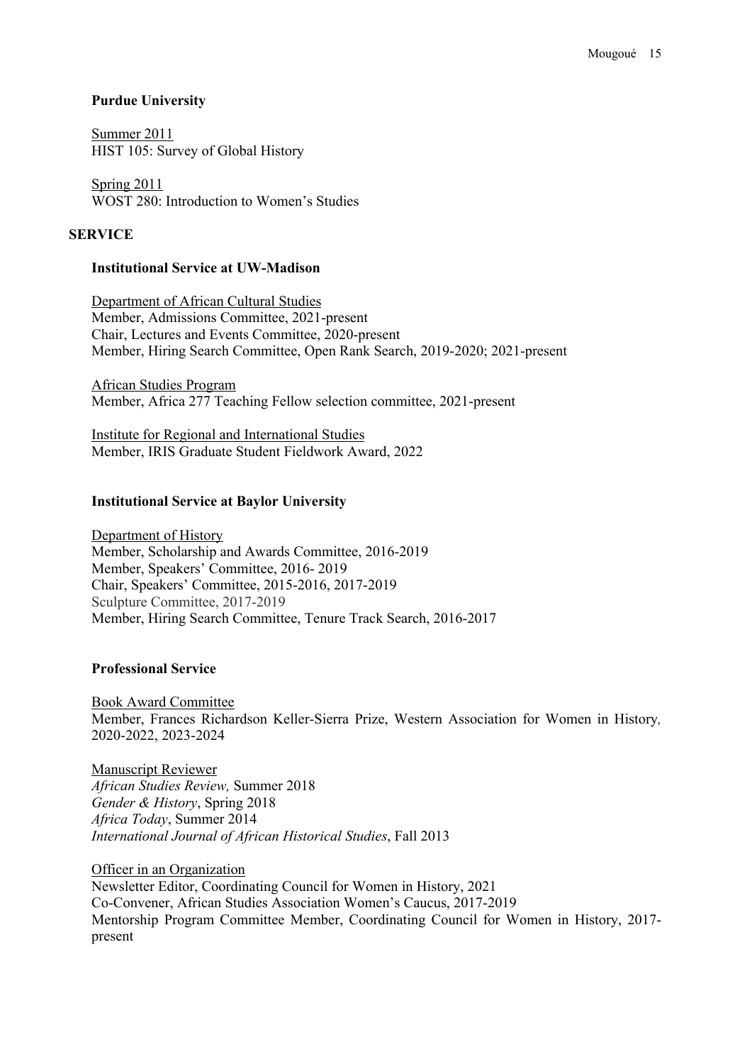**Purdue University**

Summer 2011
HIST 105: Survey of Global History

Spring 2011
WOST 280: Introduction to Women's Studies

## SERVICE

**Institutional Service at UW-Madison**

Department of African Cultural Studies
Member, Admissions Committee, 2021-present
Chair, Lectures and Events Committee, 2020-present
Member, Hiring Search Committee, Open Rank Search, 2019-2020; 2021-present

African Studies Program
Member, Africa 277 Teaching Fellow selection committee, 2021-present

Institute for Regional and International Studies
Member, IRIS Graduate Student Fieldwork Award, 2022

**Institutional Service at Baylor University**

Department of History
Member, Scholarship and Awards Committee, 2016-2019
Member, Speakers' Committee, 2016- 2019
Chair, Speakers' Committee, 2015-2016, 2017-2019
Sculpture Committee, 2017-2019
Member, Hiring Search Committee, Tenure Track Search, 2016-2017

**Professional Service**

Book Award Committee
Member, Frances Richardson Keller-Sierra Prize, Western Association for Women in History, 2020-2022, 2023-2024

Manuscript Reviewer
*African Studies Review,* Summer 2018
*Gender & History*, Spring 2018
*Africa Today*, Summer 2014
*International Journal of African Historical Studies*, Fall 2013

Officer in an Organization
Newsletter Editor, Coordinating Council for Women in History, 2021
Co-Convener, African Studies Association Women's Caucus, 2017-2019
Mentorship Program Committee Member, Coordinating Council for Women in History, 2017-present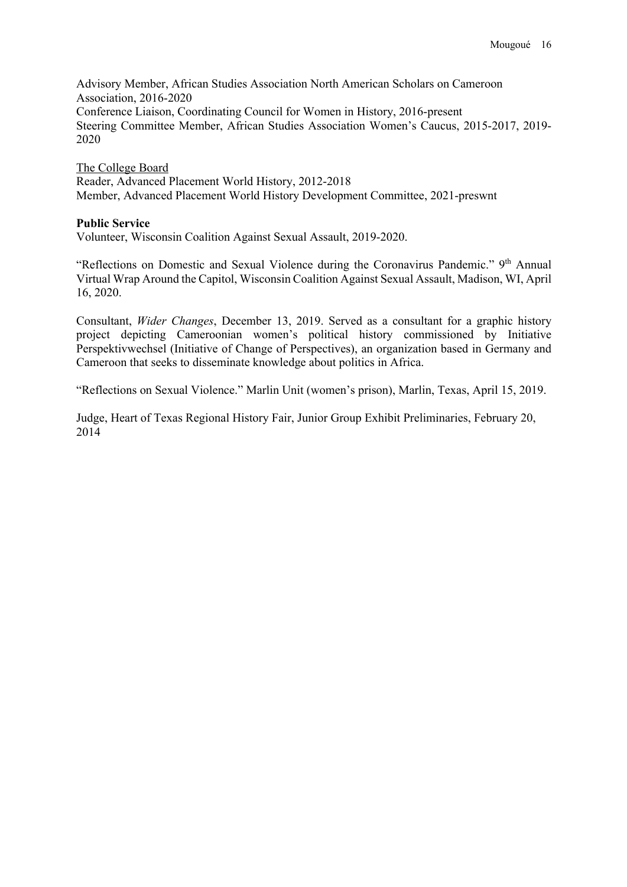Advisory Member, African Studies Association North American Scholars on Cameroon Association, 2016-2020
Conference Liaison, Coordinating Council for Women in History, 2016-present
Steering Committee Member, African Studies Association Women's Caucus, 2015-2017, 2019-2020

<u>The College Board</u>
Reader, Advanced Placement World History, 2012-2018
Member, Advanced Placement World History Development Committee, 2021-preswnt

**Public Service**
Volunteer, Wisconsin Coalition Against Sexual Assault, 2019-2020.

"Reflections on Domestic and Sexual Violence during the Coronavirus Pandemic." 9th Annual Virtual Wrap Around the Capitol, Wisconsin Coalition Against Sexual Assault, Madison, WI, April 16, 2020.

Consultant, *Wider Changes*, December 13, 2019. Served as a consultant for a graphic history project depicting Cameroonian women's political history commissioned by Initiative Perspektivwechsel (Initiative of Change of Perspectives), an organization based in Germany and Cameroon that seeks to disseminate knowledge about politics in Africa.

"Reflections on Sexual Violence." Marlin Unit (women's prison), Marlin, Texas, April 15, 2019.

Judge, Heart of Texas Regional History Fair, Junior Group Exhibit Preliminaries, February 20, 2014